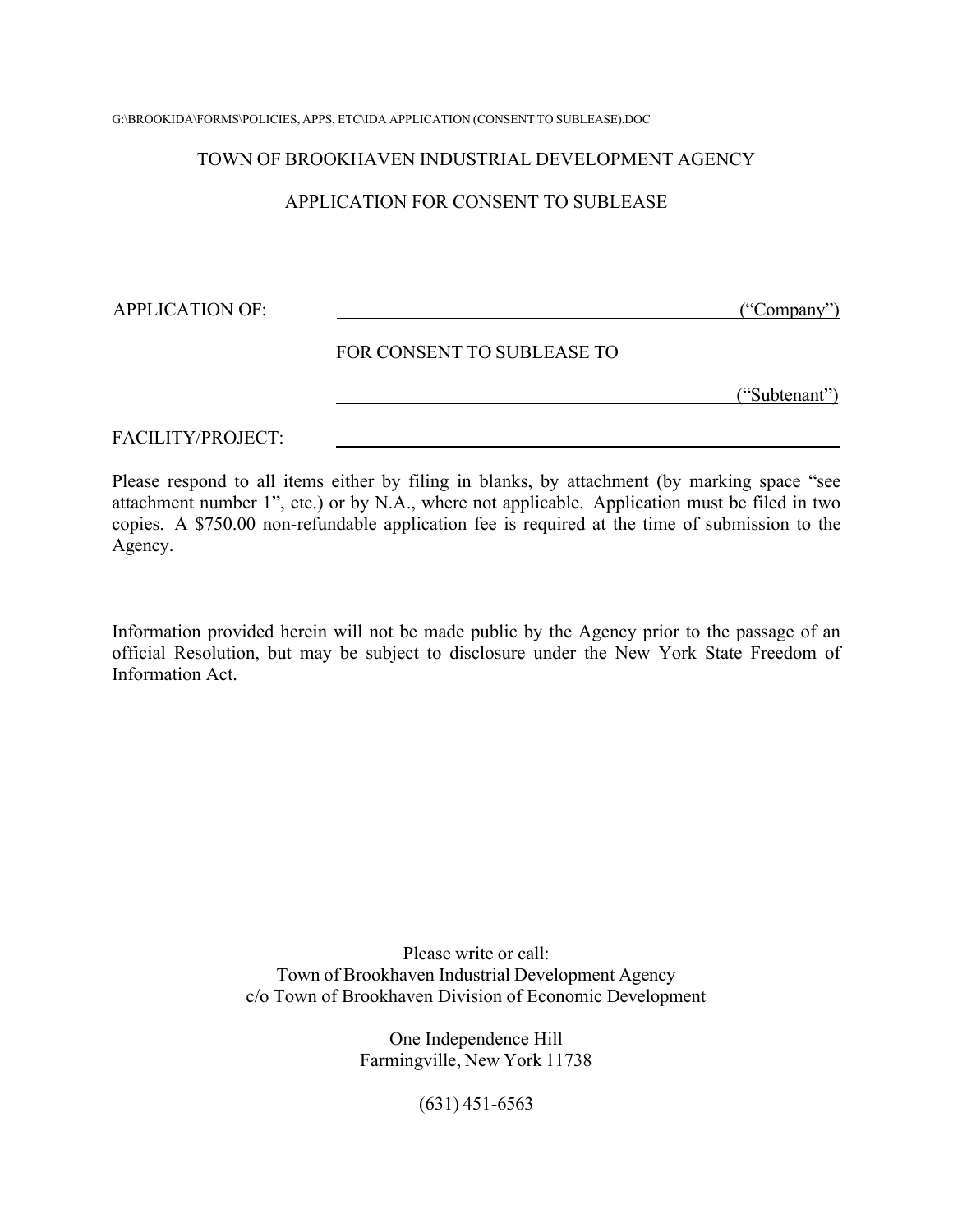G:\BROOKIDA\FORMS\POLICIES, APPS, ETC\IDA APPLICATION (CONSENT TO SUBLEASE).DOC

# TOWN OF BROOKHAVEN INDUSTRIAL DEVELOPMENT AGENCY

## APPLICATION FOR CONSENT TO SUBLEASE

APPLICATION OF: ____________________________________ ("Company")

FOR CONSENT TO SUBLEASE TO

____________________________________ ("Subtenant")

FACILITY/PROJECT: ____________________________________

Please respond to all items either by filing in blanks, by attachment (by marking space "see attachment number 1", etc.) or by N.A., where not applicable. Application must be filed in two copies. A $750.00 non-refundable application fee is required at the time of submission to the Agency.

Information provided herein will not be made public by the Agency prior to the passage of an official Resolution, but may be subject to disclosure under the New York State Freedom of Information Act.

Please write or call:
Town of Brookhaven Industrial Development Agency
c/o Town of Brookhaven Division of Economic Development

One Independence Hill
Farmingville, New York 11738

(631) 451-6563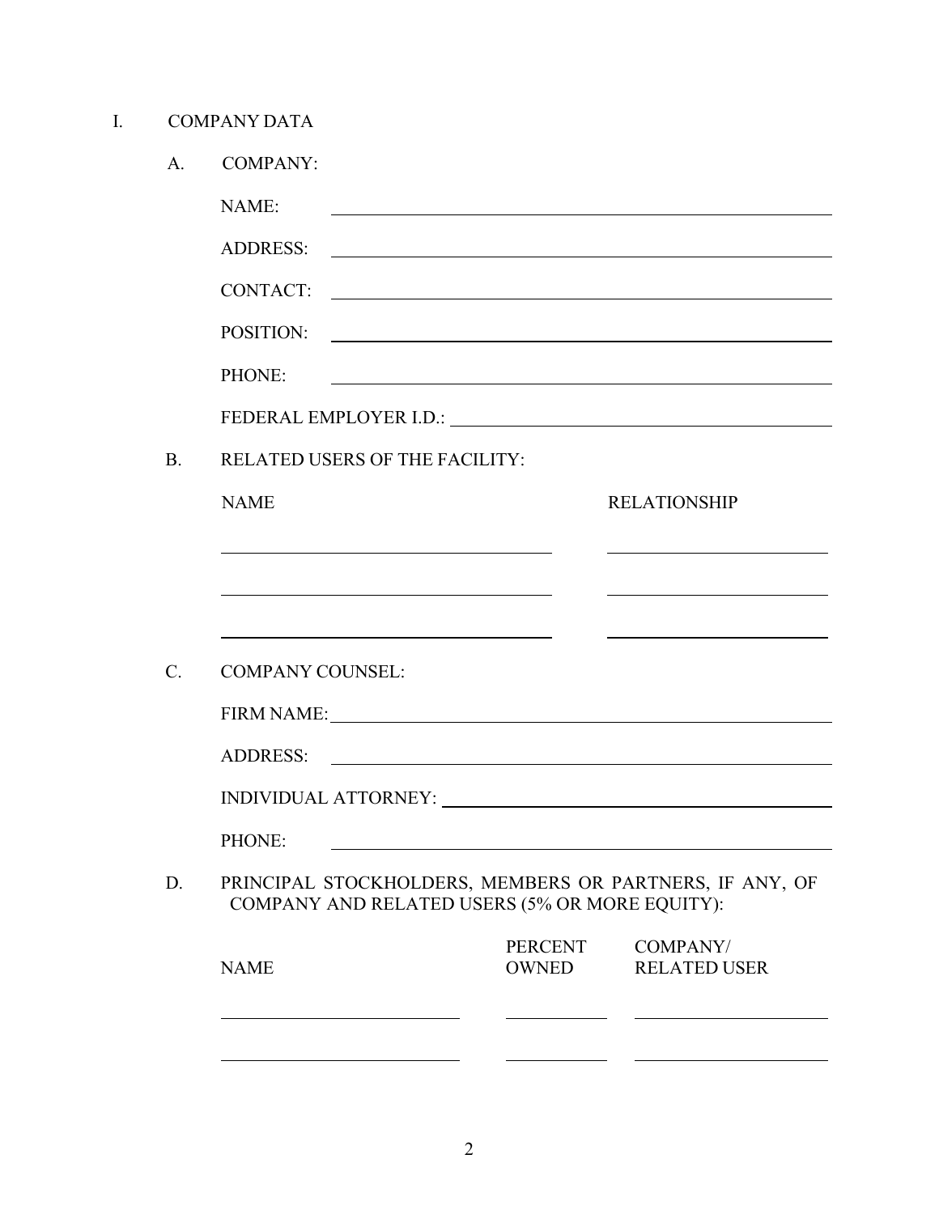# I. COMPANY DATA

## A. COMPANY:

NAME: ____________________________________________

ADDRESS: ____________________________________________

CONTACT: ____________________________________________

POSITION: ____________________________________________

PHONE: ____________________________________________

FEDERAL EMPLOYER I.D.: ____________________________________________

## B. RELATED USERS OF THE FACILITY:

| NAME | RELATIONSHIP |
| --- | --- |
| | |
| | |
| | |

## C. COMPANY COUNSEL:

FIRM NAME: ____________________________________________

ADDRESS: ____________________________________________

INDIVIDUAL ATTORNEY: ____________________________________________

PHONE: ____________________________________________

## D. PRINCIPAL STOCKHOLDERS, MEMBERS OR PARTNERS, IF ANY, OF COMPANY AND RELATED USERS (5% OR MORE EQUITY):

| NAME | PERCENT OWNED | COMPANY/ RELATED USER |
| --- | --- | --- |
| | | |
| | | |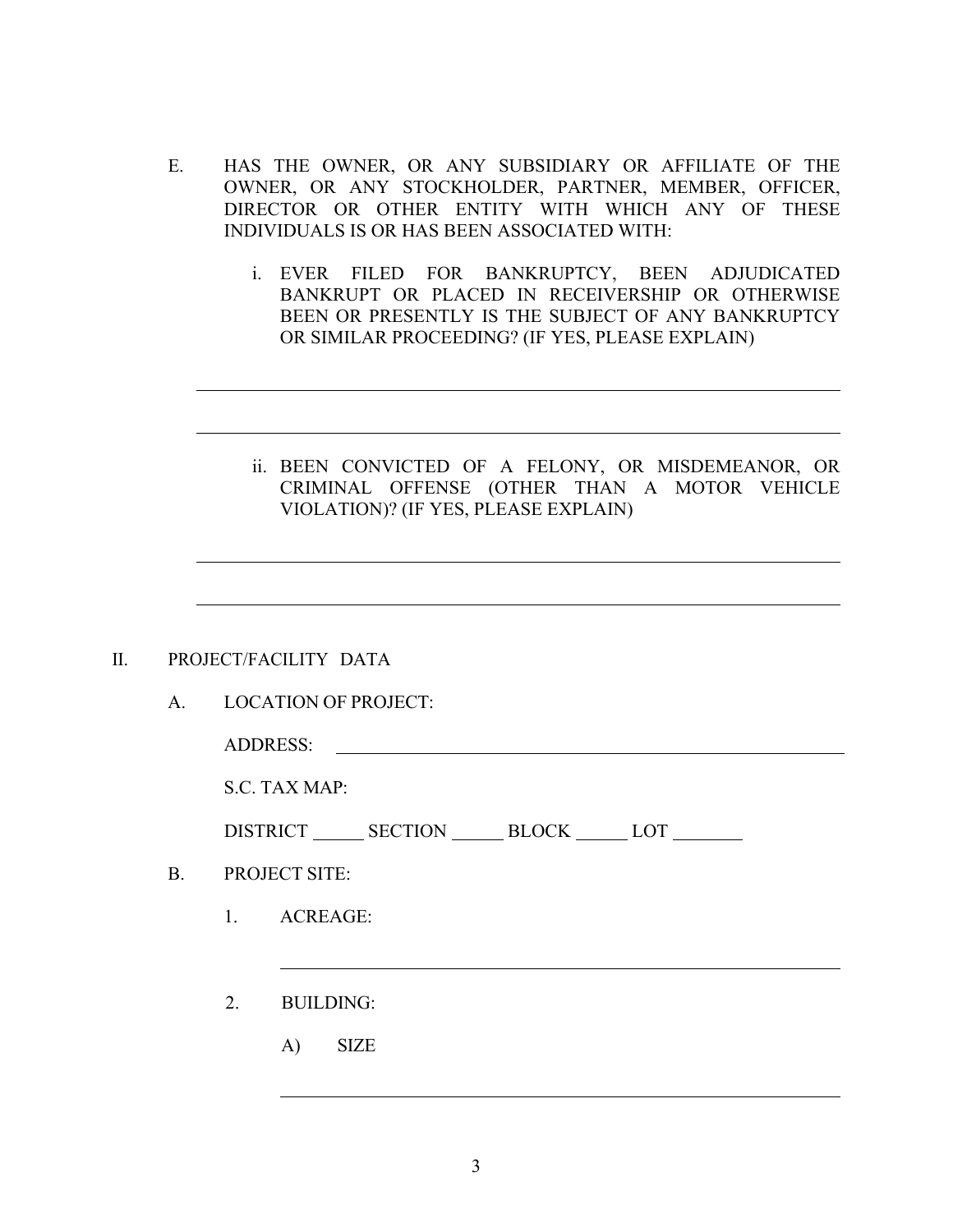E. HAS THE OWNER, OR ANY SUBSIDIARY OR AFFILIATE OF THE OWNER, OR ANY STOCKHOLDER, PARTNER, MEMBER, OFFICER, DIRECTOR OR OTHER ENTITY WITH WHICH ANY OF THESE INDIVIDUALS IS OR HAS BEEN ASSOCIATED WITH:

i. EVER FILED FOR BANKRUPTCY, BEEN ADJUDICATED BANKRUPT OR PLACED IN RECEIVERSHIP OR OTHERWISE BEEN OR PRESENTLY IS THE SUBJECT OF ANY BANKRUPTCY OR SIMILAR PROCEEDING? (IF YES, PLEASE EXPLAIN)

______________________________________________________________________

______________________________________________________________________

ii. BEEN CONVICTED OF A FELONY, OR MISDEMEANOR, OR CRIMINAL OFFENSE (OTHER THAN A MOTOR VEHICLE VIOLATION)? (IF YES, PLEASE EXPLAIN)

______________________________________________________________________

______________________________________________________________________

## II. PROJECT/FACILITY DATA

A. LOCATION OF PROJECT:

ADDRESS: ______________________________________________________

S.C. TAX MAP:

DISTRICT _____ SECTION _____ BLOCK _____ LOT _______

B. PROJECT SITE:

1. ACREAGE:

______________________________________________________________________

2. BUILDING:

A) SIZE

______________________________________________________________________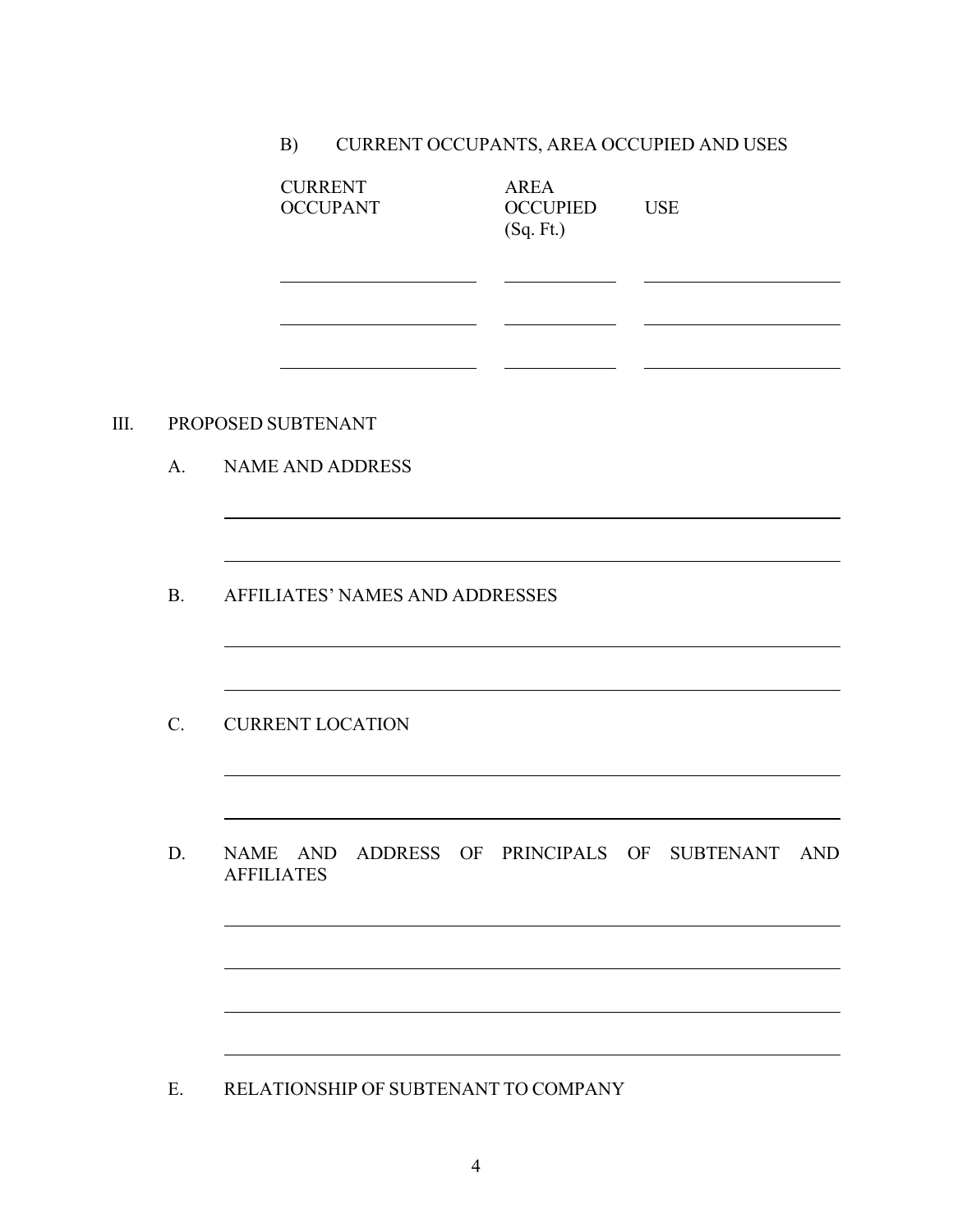B) CURRENT OCCUPANTS, AREA OCCUPIED AND USES

| CURRENT OCCUPANT | AREA OCCUPIED (Sq. Ft.) | USE |
|---|---|---|
| | | |
| | | |
| | | |

III. PROPOSED SUBTENANT

A. NAME AND ADDRESS

\_\_\_\_\_\_\_\_\_\_\_\_\_\_\_\_\_\_\_\_\_\_\_\_\_\_\_\_\_\_\_\_\_\_\_\_\_\_\_\_\_\_\_\_\_\_\_\_\_\_\_\_\_\_\_\_

\_\_\_\_\_\_\_\_\_\_\_\_\_\_\_\_\_\_\_\_\_\_\_\_\_\_\_\_\_\_\_\_\_\_\_\_\_\_\_\_\_\_\_\_\_\_\_\_\_\_\_\_\_\_\_\_

B. AFFILIATES' NAMES AND ADDRESSES

\_\_\_\_\_\_\_\_\_\_\_\_\_\_\_\_\_\_\_\_\_\_\_\_\_\_\_\_\_\_\_\_\_\_\_\_\_\_\_\_\_\_\_\_\_\_\_\_\_\_\_\_\_\_\_\_

\_\_\_\_\_\_\_\_\_\_\_\_\_\_\_\_\_\_\_\_\_\_\_\_\_\_\_\_\_\_\_\_\_\_\_\_\_\_\_\_\_\_\_\_\_\_\_\_\_\_\_\_\_\_\_\_

C. CURRENT LOCATION

\_\_\_\_\_\_\_\_\_\_\_\_\_\_\_\_\_\_\_\_\_\_\_\_\_\_\_\_\_\_\_\_\_\_\_\_\_\_\_\_\_\_\_\_\_\_\_\_\_\_\_\_\_\_\_\_

\_\_\_\_\_\_\_\_\_\_\_\_\_\_\_\_\_\_\_\_\_\_\_\_\_\_\_\_\_\_\_\_\_\_\_\_\_\_\_\_\_\_\_\_\_\_\_\_\_\_\_\_\_\_\_\_

D. NAME AND ADDRESS OF PRINCIPALS OF SUBTENANT AND AFFILIATES

\_\_\_\_\_\_\_\_\_\_\_\_\_\_\_\_\_\_\_\_\_\_\_\_\_\_\_\_\_\_\_\_\_\_\_\_\_\_\_\_\_\_\_\_\_\_\_\_\_\_\_\_\_\_\_\_

\_\_\_\_\_\_\_\_\_\_\_\_\_\_\_\_\_\_\_\_\_\_\_\_\_\_\_\_\_\_\_\_\_\_\_\_\_\_\_\_\_\_\_\_\_\_\_\_\_\_\_\_\_\_\_\_

\_\_\_\_\_\_\_\_\_\_\_\_\_\_\_\_\_\_\_\_\_\_\_\_\_\_\_\_\_\_\_\_\_\_\_\_\_\_\_\_\_\_\_\_\_\_\_\_\_\_\_\_\_\_\_\_

\_\_\_\_\_\_\_\_\_\_\_\_\_\_\_\_\_\_\_\_\_\_\_\_\_\_\_\_\_\_\_\_\_\_\_\_\_\_\_\_\_\_\_\_\_\_\_\_\_\_\_\_\_\_\_\_

E. RELATIONSHIP OF SUBTENANT TO COMPANY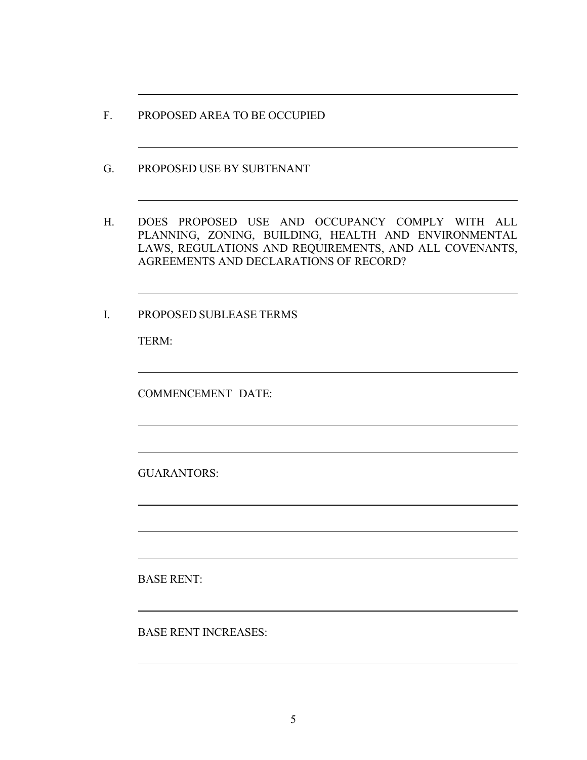F. PROPOSED AREA TO BE OCCUPIED

G. PROPOSED USE BY SUBTENANT

H. DOES PROPOSED USE AND OCCUPANCY COMPLY WITH ALL PLANNING, ZONING, BUILDING, HEALTH AND ENVIRONMENTAL LAWS, REGULATIONS AND REQUIREMENTS, AND ALL COVENANTS, AGREEMENTS AND DECLARATIONS OF RECORD?

I. PROPOSED SUBLEASE TERMS

TERM:

COMMENCEMENT DATE:

GUARANTORS:

BASE RENT:

BASE RENT INCREASES: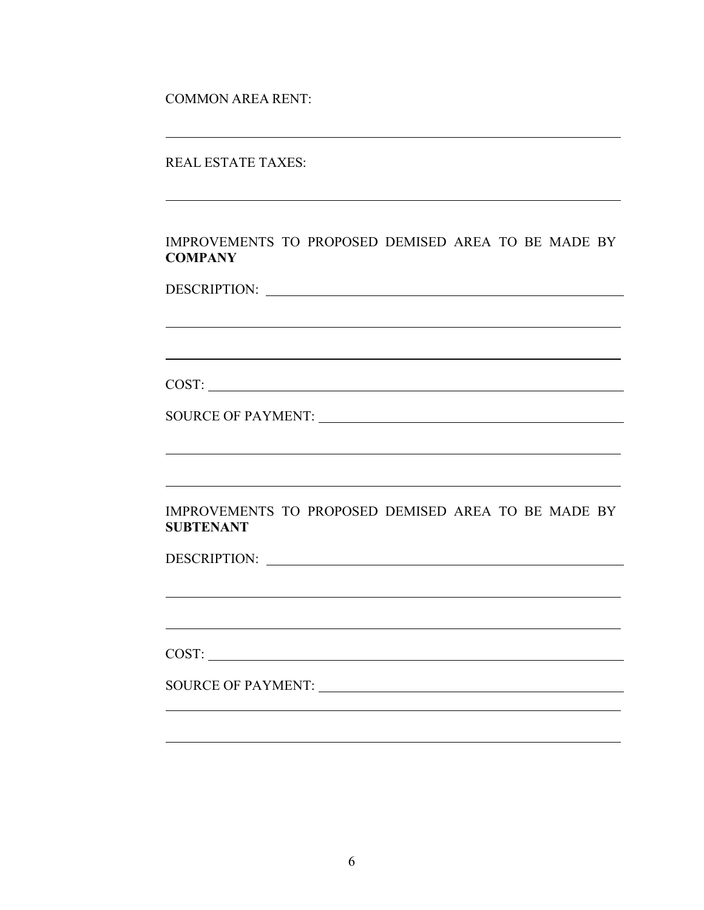COMMON AREA RENT:

______________________________________________________________

REAL ESTATE TAXES:

______________________________________________________________

IMPROVEMENTS TO PROPOSED DEMISED AREA TO BE MADE BY **COMPANY**

DESCRIPTION: ______________________________________________

______________________________________________________________

______________________________________________________________

COST: _____________________________________________________

SOURCE OF PAYMENT: _______________________________________

______________________________________________________________

______________________________________________________________

IMPROVEMENTS TO PROPOSED DEMISED AREA TO BE MADE BY **SUBTENANT**

DESCRIPTION: ______________________________________________

______________________________________________________________

______________________________________________________________

COST: _____________________________________________________

SOURCE OF PAYMENT: _______________________________________

______________________________________________________________

______________________________________________________________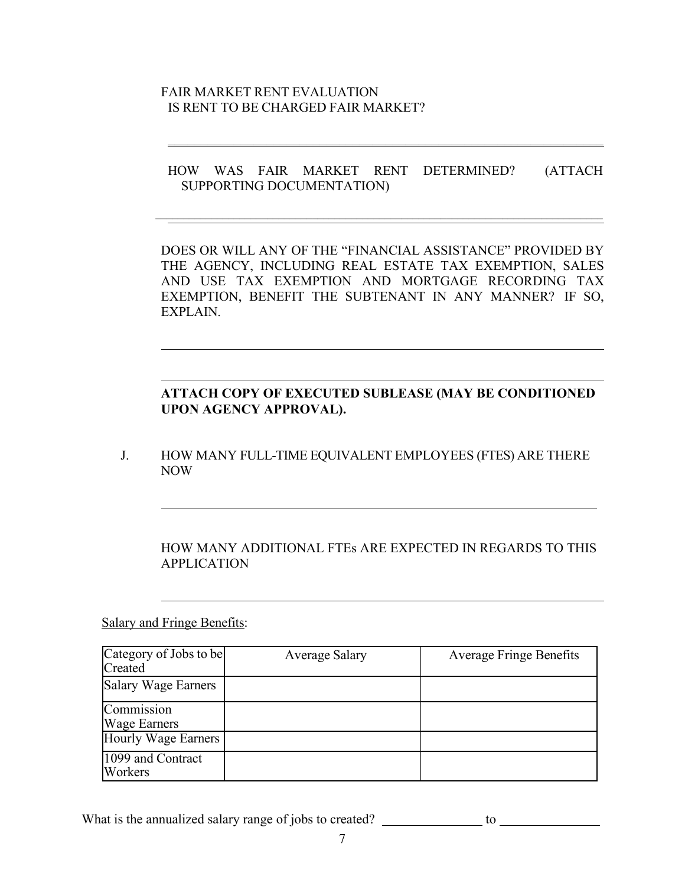FAIR MARKET RENT EVALUATION
IS RENT TO BE CHARGED FAIR MARKET?

______________________________________________________________________

HOW WAS FAIR MARKET RENT DETERMINED? (ATTACH SUPPORTING DOCUMENTATION)

______________________________________________________________________

DOES OR WILL ANY OF THE "FINANCIAL ASSISTANCE" PROVIDED BY THE AGENCY, INCLUDING REAL ESTATE TAX EXEMPTION, SALES AND USE TAX EXEMPTION AND MORTGAGE RECORDING TAX EXEMPTION, BENEFIT THE SUBTENANT IN ANY MANNER? IF SO, EXPLAIN.

______________________________________________________________________

______________________________________________________________________

**ATTACH COPY OF EXECUTED SUBLEASE (MAY BE CONDITIONED UPON AGENCY APPROVAL).**

J. HOW MANY FULL-TIME EQUIVALENT EMPLOYEES (FTES) ARE THERE NOW

______________________________________________________________________

HOW MANY ADDITIONAL FTEs ARE EXPECTED IN REGARDS TO THIS APPLICATION

______________________________________________________________________

Salary and Fringe Benefits:

| Category of Jobs to be Created | Average Salary | Average Fringe Benefits |
|---|---|---|
| Salary Wage Earners | | |
| Commission Wage Earners | | |
| Hourly Wage Earners | | |
| 1099 and Contract Workers | | |

What is the annualized salary range of jobs to created? _______________ to _______________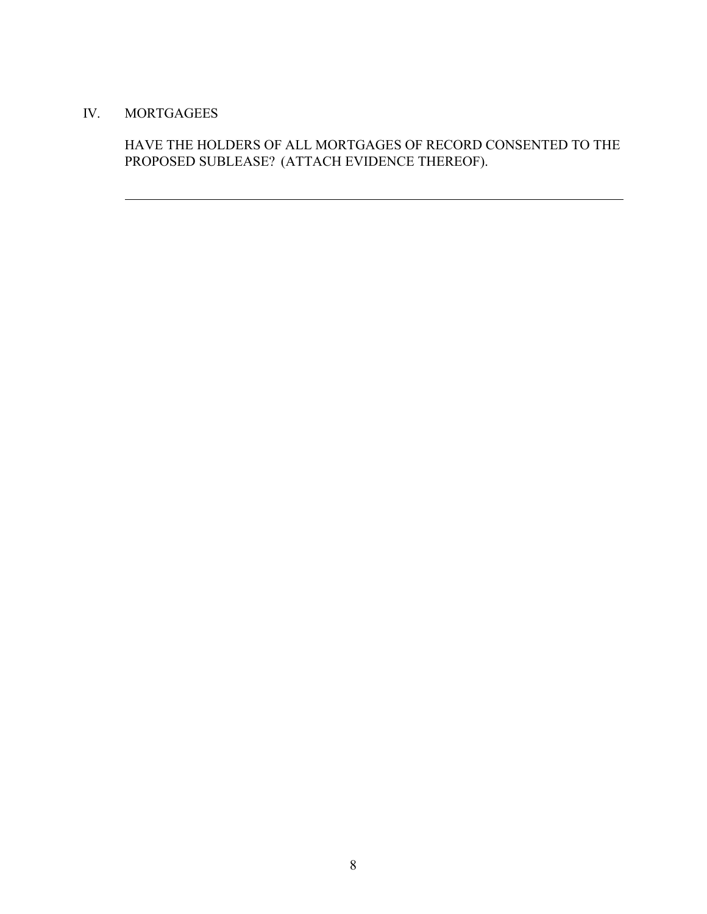## IV. MORTGAGEES

HAVE THE HOLDERS OF ALL MORTGAGES OF RECORD CONSENTED TO THE PROPOSED SUBLEASE? (ATTACH EVIDENCE THEREOF).

\_\_\_\_\_\_\_\_\_\_\_\_\_\_\_\_\_\_\_\_\_\_\_\_\_\_\_\_\_\_\_\_\_\_\_\_\_\_\_\_\_\_\_\_\_\_\_\_\_\_\_\_\_\_\_\_\_\_\_\_\_\_\_\_\_\_\_\_\_\_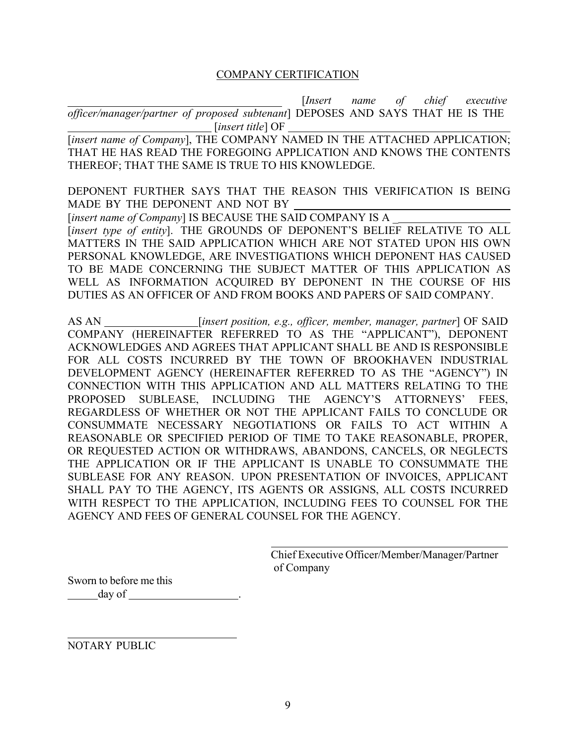## COMPANY CERTIFICATION

\_\_\_\_\_\_\_\_\_\_\_\_\_\_\_\_\_\_\_\_\_\_\_\_\_\_\_\_\_\_\_\_\_\_\_\_ [*Insert name of chief executive officer/manager/partner of proposed subtenant*] DEPOSES AND SAYS THAT HE IS THE \_\_\_\_\_\_\_\_\_\_\_\_\_\_\_\_\_\_\_\_\_\_\_\_ [*insert title*] OF \_\_\_\_\_\_\_\_\_\_\_\_\_\_\_\_\_\_\_\_\_\_\_\_\_\_\_\_\_\_\_\_\_\_\_\_ [*insert name of Company*], THE COMPANY NAMED IN THE ATTACHED APPLICATION; THAT HE HAS READ THE FOREGOING APPLICATION AND KNOWS THE CONTENTS THEREOF; THAT THE SAME IS TRUE TO HIS KNOWLEDGE.

DEPONENT FURTHER SAYS THAT THE REASON THIS VERIFICATION IS BEING MADE BY THE DEPONENT AND NOT BY \_\_\_\_\_\_\_\_\_\_\_\_\_\_\_\_\_\_\_\_\_\_\_\_\_\_\_\_\_\_\_\_\_\_\_\_ [*insert name of Company*] IS BECAUSE THE SAID COMPANY IS A \_\_\_\_\_\_\_\_\_\_\_\_\_\_\_\_\_\_\_\_ [*insert type of entity*]. THE GROUNDS OF DEPONENT'S BELIEF RELATIVE TO ALL MATTERS IN THE SAID APPLICATION WHICH ARE NOT STATED UPON HIS OWN PERSONAL KNOWLEDGE, ARE INVESTIGATIONS WHICH DEPONENT HAS CAUSED TO BE MADE CONCERNING THE SUBJECT MATTER OF THIS APPLICATION AS WELL AS INFORMATION ACQUIRED BY DEPONENT IN THE COURSE OF HIS DUTIES AS AN OFFICER OF AND FROM BOOKS AND PAPERS OF SAID COMPANY.

AS AN \_\_\_\_\_\_\_\_\_\_\_\_\_\_\_\_ [*insert position, e.g., officer, member, manager, partner*] OF SAID COMPANY (HEREINAFTER REFERRED TO AS THE "APPLICANT"), DEPONENT ACKNOWLEDGES AND AGREES THAT APPLICANT SHALL BE AND IS RESPONSIBLE FOR ALL COSTS INCURRED BY THE TOWN OF BROOKHAVEN INDUSTRIAL DEVELOPMENT AGENCY (HEREINAFTER REFERRED TO AS THE "AGENCY") IN CONNECTION WITH THIS APPLICATION AND ALL MATTERS RELATING TO THE PROPOSED SUBLEASE, INCLUDING THE AGENCY'S ATTORNEYS' FEES, REGARDLESS OF WHETHER OR NOT THE APPLICANT FAILS TO CONCLUDE OR CONSUMMATE NECESSARY NEGOTIATIONS OR FAILS TO ACT WITHIN A REASONABLE OR SPECIFIED PERIOD OF TIME TO TAKE REASONABLE, PROPER, OR REQUESTED ACTION OR WITHDRAWS, ABANDONS, CANCELS, OR NEGLECTS THE APPLICATION OR IF THE APPLICANT IS UNABLE TO CONSUMMATE THE SUBLEASE FOR ANY REASON. UPON PRESENTATION OF INVOICES, APPLICANT SHALL PAY TO THE AGENCY, ITS AGENTS OR ASSIGNS, ALL COSTS INCURRED WITH RESPECT TO THE APPLICATION, INCLUDING FEES TO COUNSEL FOR THE AGENCY AND FEES OF GENERAL COUNSEL FOR THE AGENCY.

\_\_\_\_\_\_\_\_\_\_\_\_\_\_\_\_\_\_\_\_\_\_\_\_\_\_\_\_\_\_\_\_\_\_\_\_
Chief Executive Officer/Member/Manager/Partner of Company

Sworn to before me this
\_\_\_\_\_\_ day of \_\_\_\_\_\_\_\_\_\_\_\_\_\_\_\_\_\_\_\_.

\_\_\_\_\_\_\_\_\_\_\_\_\_\_\_\_\_\_\_\_\_\_\_\_\_\_\_\_\_\_
NOTARY PUBLIC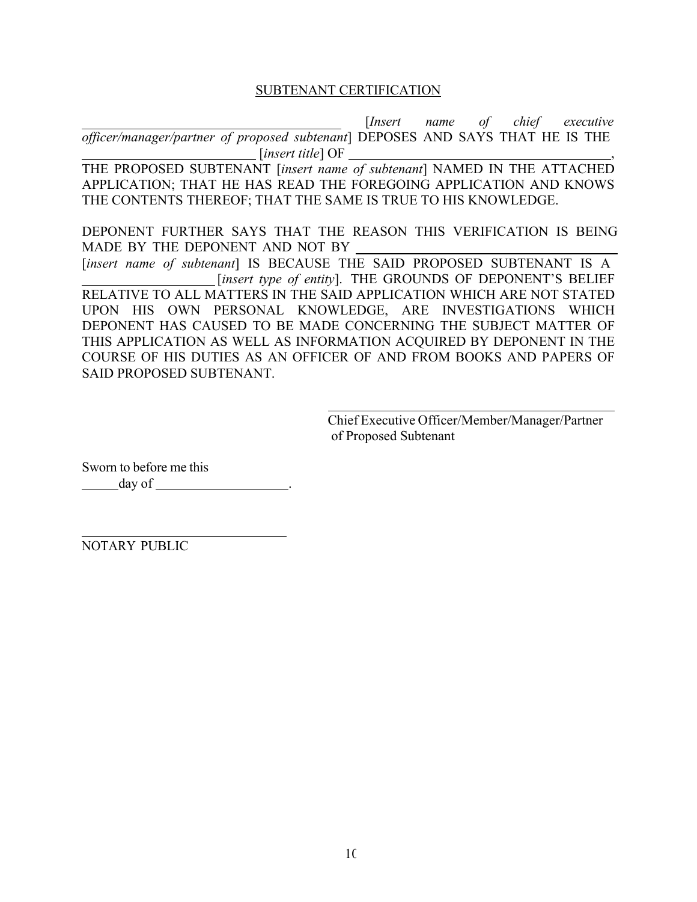## SUBTENANT CERTIFICATION

\_\_\_\_\_\_\_\_\_\_\_\_\_\_\_\_\_\_\_\_\_\_\_\_\_\_\_\_\_\_\_\_\_\_\_\_\_\_ [*Insert name of chief executive officer/manager/partner of proposed subtenant*] DEPOSES AND SAYS THAT HE IS THE \_\_\_\_\_\_\_\_\_\_\_\_\_\_\_\_\_\_\_\_\_\_\_\_\_\_ [*insert title*] OF \_\_\_\_\_\_\_\_\_\_\_\_\_\_\_\_\_\_\_\_\_\_\_\_\_\_\_\_\_\_\_\_\_\_\_\_\_\_\_\_, THE PROPOSED SUBTENANT [*insert name of subtenant*] NAMED IN THE ATTACHED APPLICATION; THAT HE HAS READ THE FOREGOING APPLICATION AND KNOWS THE CONTENTS THEREOF; THAT THE SAME IS TRUE TO HIS KNOWLEDGE.

DEPONENT FURTHER SAYS THAT THE REASON THIS VERIFICATION IS BEING MADE BY THE DEPONENT AND NOT BY \_\_\_\_\_\_\_\_\_\_\_\_\_\_\_\_\_\_\_\_\_\_\_\_\_\_\_\_\_\_\_\_\_\_\_\_\_\_\_\_ [*insert name of subtenant*] IS BECAUSE THE SAID PROPOSED SUBTENANT IS A \_\_\_\_\_\_\_\_\_\_\_\_\_\_\_\_\_\_\_\_ [*insert type of entity*]. THE GROUNDS OF DEPONENT'S BELIEF RELATIVE TO ALL MATTERS IN THE SAID APPLICATION WHICH ARE NOT STATED UPON HIS OWN PERSONAL KNOWLEDGE, ARE INVESTIGATIONS WHICH DEPONENT HAS CAUSED TO BE MADE CONCERNING THE SUBJECT MATTER OF THIS APPLICATION AS WELL AS INFORMATION ACQUIRED BY DEPONENT IN THE COURSE OF HIS DUTIES AS AN OFFICER OF AND FROM BOOKS AND PAPERS OF SAID PROPOSED SUBTENANT.

\_\_\_\_\_\_\_\_\_\_\_\_\_\_\_\_\_\_\_\_\_\_\_\_\_\_\_\_\_\_\_\_\_\_\_\_\_\_\_\_\_\_\_\_
Chief Executive Officer/Member/Manager/Partner of Proposed Subtenant

Sworn to before me this
\_\_\_\_\_\_day of \_\_\_\_\_\_\_\_\_\_\_\_\_\_\_\_\_\_\_\_.

\_\_\_\_\_\_\_\_\_\_\_\_\_\_\_\_\_\_\_\_\_\_\_\_\_\_\_\_\_\_\_\_
NOTARY PUBLIC